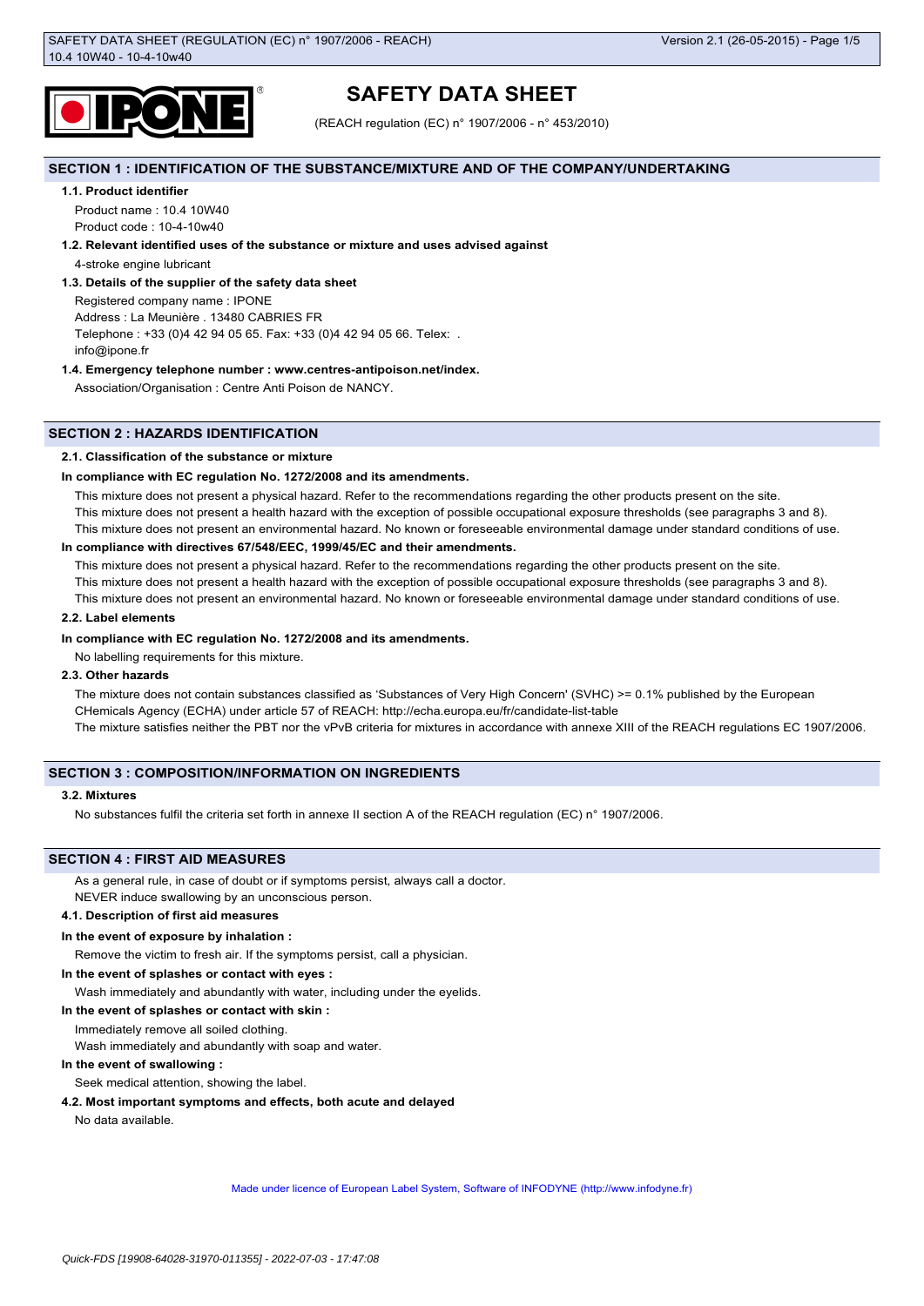# SAFETY DATA SHEET

(REACH regulation (EC) n° 1907/2006 - n° 453/2010)

## SECTION 1 : IDENTIFICATION OF THE SUBSTANCE/MIXTURE AND OF THE COMPANY/UNDERTAKING

### 1.1. Product identifier

Product name : 10.4 10W40

Product code : 10-4-10w40

### 1.2. Relevant identified uses of the substance or mixture and uses advised against

4-stroke engine lubricant

### 1.3. Details of the supplier of the safety data sheet

Registered company name : IPONE

Address : La Meunière . 13480 CABRIES FR

Telephone : +33 (0)4 42 94 05 65. Fax: +33 (0)4 42 94 05 66. Telex: .

info@ipone.fr

### 1.4. Emergency telephone number : www.centres-antipoison.net/index.

Association/Organisation : Centre Anti Poison de NANCY.

## SECTION 2 : HAZARDS IDENTIFICATION

### 2.1. Classification of the substance or mixture

**In compliance with EC regulation No. 1272/2008 and its amendments.**

This mixture does not present a physical hazard. Refer to the recommendations regarding the other products present on the site.

This mixture does not present a health hazard with the exception of possible occupational exposure thresholds (see paragraphs 3 and 8).

This mixture does not present an environmental hazard. No known or foreseeable environmental damage under standard conditions of use.

**In compliance with directives 67/548/EEC, 1999/45/EC and their amendments.**

This mixture does not present a physical hazard. Refer to the recommendations regarding the other products present on the site.

This mixture does not present a health hazard with the exception of possible occupational exposure thresholds (see paragraphs 3 and 8).

This mixture does not present an environmental hazard. No known or foreseeable environmental damage under standard conditions of use.

### 2.2. Label elements

**In compliance with EC regulation No. 1272/2008 and its amendments.**

No labelling requirements for this mixture.

### 2.3. Other hazards

The mixture does not contain substances classified as 'Substances of Very High Concern' (SVHC) >= 0.1% published by the European CHemicals Agency (ECHA) under article 57 of REACH: http://echa.europa.eu/fr/candidate-list-table

The mixture satisfies neither the PBT nor the vPvB criteria for mixtures in accordance with annexe XIII of the REACH regulations EC 1907/2006.

## SECTION 3 : COMPOSITION/INFORMATION ON INGREDIENTS

### 3.2. Mixtures

No substances fulfil the criteria set forth in annexe II section A of the REACH regulation (EC) n° 1907/2006.

## SECTION 4 : FIRST AID MEASURES

As a general rule, in case of doubt or if symptoms persist, always call a doctor.

NEVER induce swallowing by an unconscious person.

### 4.1. Description of first aid measures

**In the event of exposure by inhalation :**

Remove the victim to fresh air. If the symptoms persist, call a physician.

**In the event of splashes or contact with eyes :**

Wash immediately and abundantly with water, including under the eyelids.

**In the event of splashes or contact with skin :**

Immediately remove all soiled clothing.

Wash immediately and abundantly with soap and water.

**In the event of swallowing :**

Seek medical attention, showing the label.

### 4.2. Most important symptoms and effects, both acute and delayed

No data available.

Made under licence of European Label System, Software of INFODYNE (http://www.infodyne.fr)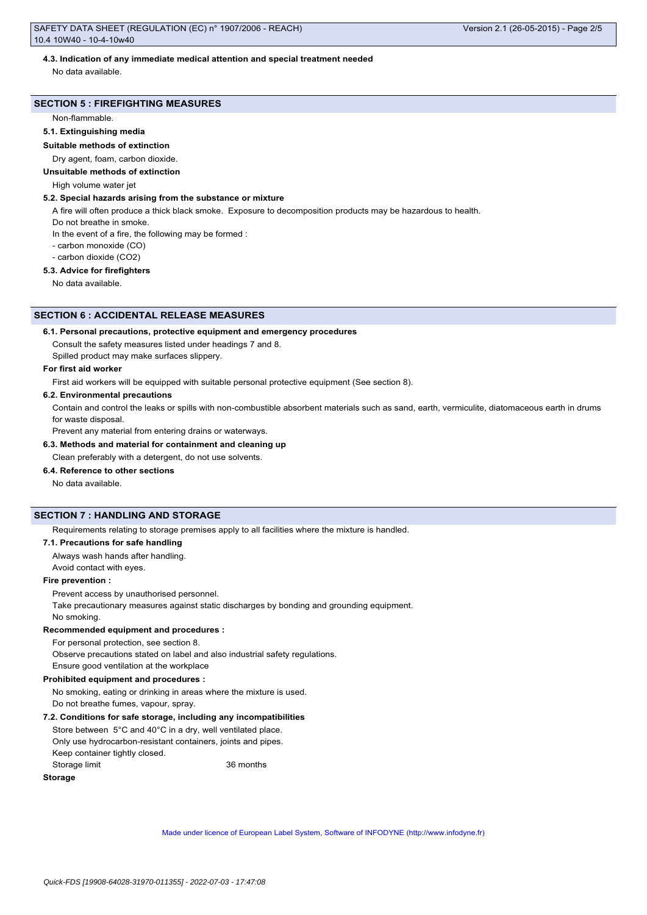#### 4.3. Indication of any immediate medical attention and special treatment needed

No data available.

## SECTION 5 : FIREFIGHTING MEASURES

Non-flammable.

#### 5.1. Extinguishing media

**Suitable methods of extinction**

Dry agent, foam, carbon dioxide.

**Unsuitable methods of extinction**

High volume water jet

#### 5.2. Special hazards arising from the substance or mixture

A fire will often produce a thick black smoke. Exposure to decomposition products may be hazardous to health.

Do not breathe in smoke.

In the event of a fire, the following may be formed :

- carbon monoxide (CO)
- carbon dioxide ($CO_2$)

#### 5.3. Advice for firefighters

No data available.

## SECTION 6 : ACCIDENTAL RELEASE MEASURES

#### 6.1. Personal precautions, protective equipment and emergency procedures

Consult the safety measures listed under headings 7 and 8.

Spilled product may make surfaces slippery.

**For first aid worker**

First aid workers will be equipped with suitable personal protective equipment (See section 8).

#### 6.2. Environmental precautions

Contain and control the leaks or spills with non-combustible absorbent materials such as sand, earth, vermiculite, diatomaceous earth in drums for waste disposal.

Prevent any material from entering drains or waterways.

#### 6.3. Methods and material for containment and cleaning up

Clean preferably with a detergent, do not use solvents.

#### 6.4. Reference to other sections

No data available.

## SECTION 7 : HANDLING AND STORAGE

Requirements relating to storage premises apply to all facilities where the mixture is handled.

#### 7.1. Precautions for safe handling

Always wash hands after handling.

Avoid contact with eyes.

**Fire prevention :**

Prevent access by unauthorised personnel.

Take precautionary measures against static discharges by bonding and grounding equipment.

No smoking.

**Recommended equipment and procedures :**

For personal protection, see section 8.

Observe precautions stated on label and also industrial safety regulations.

Ensure good ventilation at the workplace

**Prohibited equipment and procedures :**

No smoking, eating or drinking in areas where the mixture is used.

Do not breathe fumes, vapour, spray.

#### 7.2. Conditions for safe storage, including any incompatibilities

Store between 5°C and 40°C in a dry, well ventilated place.

Only use hydrocarbon-resistant containers, joints and pipes.

Keep container tightly closed.

Storage limit 36 months

**Storage**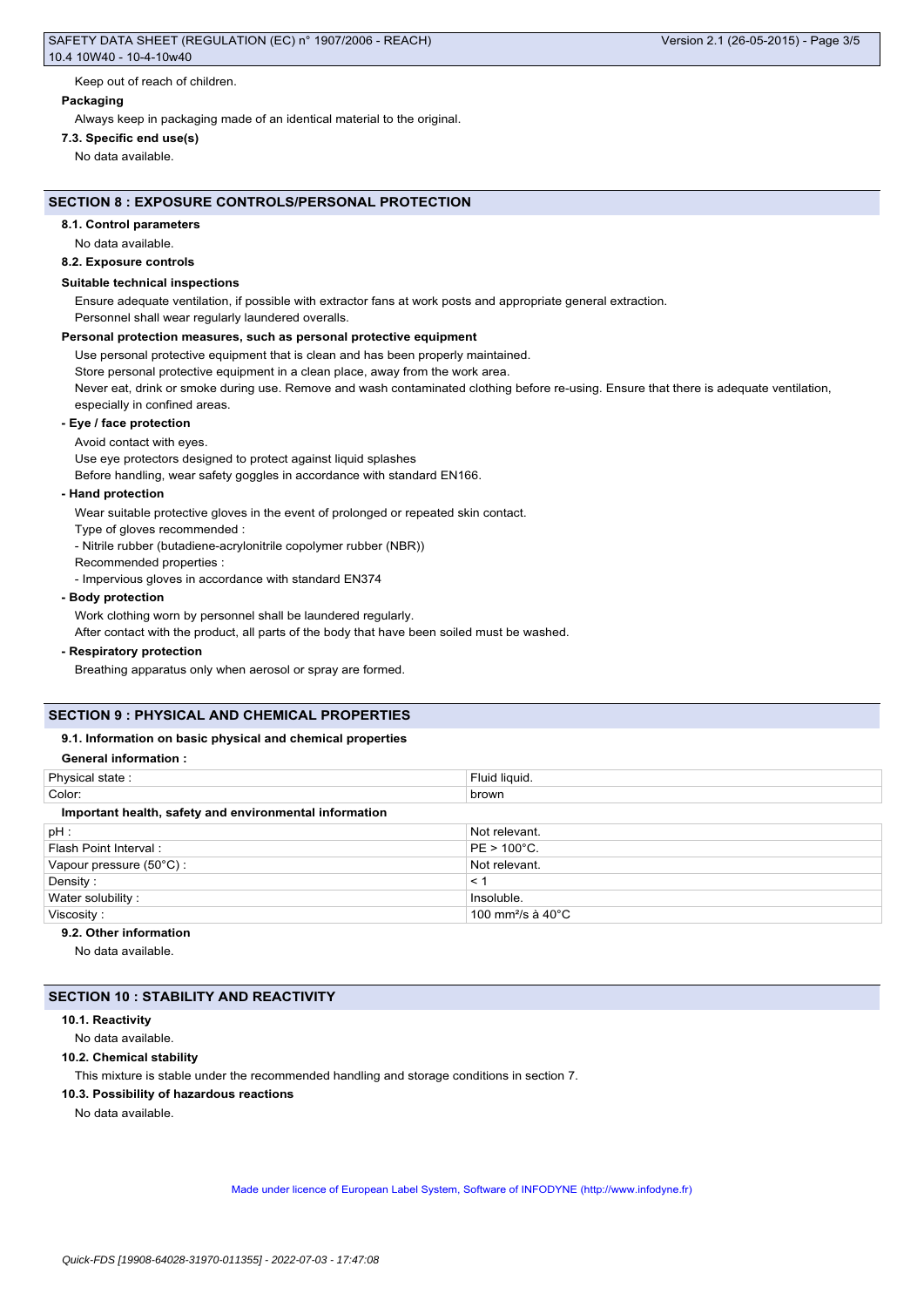Keep out of reach of children.

**Packaging**

Always keep in packaging made of an identical material to the original.

**7.3. Specific end use(s)**

No data available.

## SECTION 8 : EXPOSURE CONTROLS/PERSONAL PROTECTION

**8.1. Control parameters**

No data available.

**8.2. Exposure controls**

**Suitable technical inspections**

Ensure adequate ventilation, if possible with extractor fans at work posts and appropriate general extraction.
Personnel shall wear regularly laundered overalls.

**Personal protection measures, such as personal protective equipment**

Use personal protective equipment that is clean and has been properly maintained.
Store personal protective equipment in a clean place, away from the work area.
Never eat, drink or smoke during use. Remove and wash contaminated clothing before re-using. Ensure that there is adequate ventilation, especially in confined areas.

**- Eye / face protection**

Avoid contact with eyes.
Use eye protectors designed to protect against liquid splashes
Before handling, wear safety goggles in accordance with standard EN166.

**- Hand protection**

Wear suitable protective gloves in the event of prolonged or repeated skin contact.
Type of gloves recommended :
- Nitrile rubber (butadiene-acrylonitrile copolymer rubber (NBR))
Recommended properties :
- Impervious gloves in accordance with standard EN374

**- Body protection**

Work clothing worn by personnel shall be laundered regularly.
After contact with the product, all parts of the body that have been soiled must be washed.

**- Respiratory protection**

Breathing apparatus only when aerosol or spray are formed.

## SECTION 9 : PHYSICAL AND CHEMICAL PROPERTIES

**9.1. Information on basic physical and chemical properties**

**General information :**

| Physical state : | Fluid liquid. |
|---|---|
| Color: | brown |

**Important health, safety and environmental information**

| pH : | Not relevant. |
|---|---|
| Flash Point Interval : | PE > 100°C. |
| Vapour pressure (50°C) : | Not relevant. |
| Density : | < 1 |
| Water solubility : | Insoluble. |
| Viscosity : | 100 $mm^2/s$ à 40°C |

**9.2. Other information**

No data available.

## SECTION 10 : STABILITY AND REACTIVITY

**10.1. Reactivity**

No data available.

**10.2. Chemical stability**

This mixture is stable under the recommended handling and storage conditions in section 7.

**10.3. Possibility of hazardous reactions**

No data available.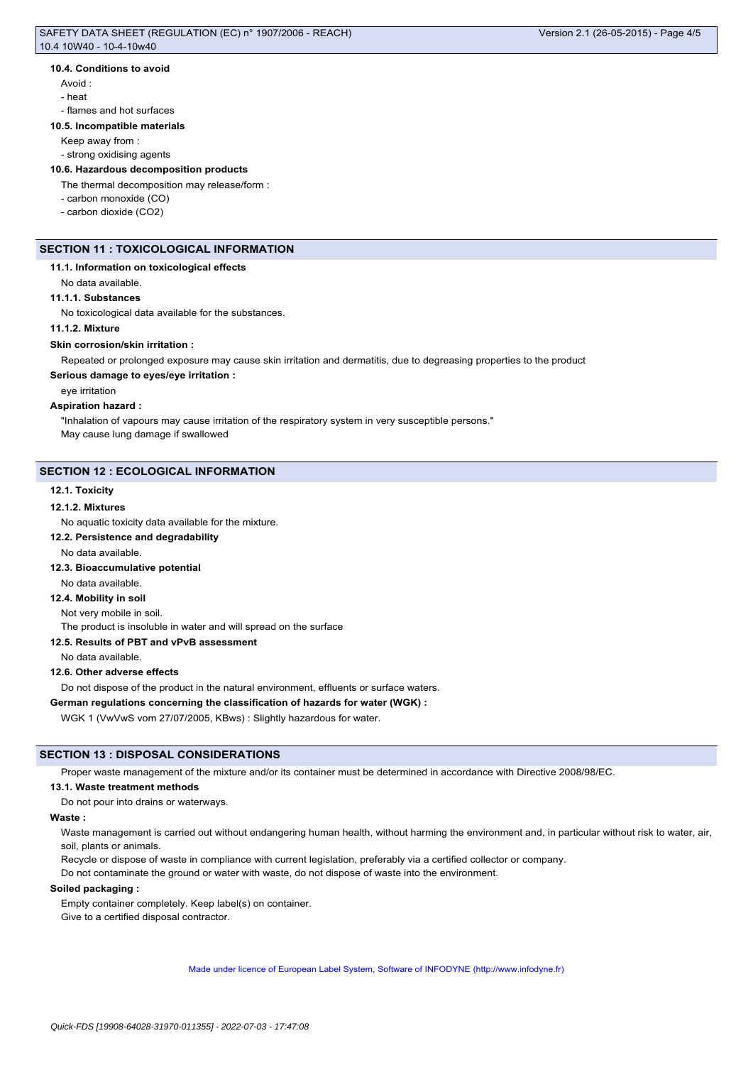#### 10.4. Conditions to avoid

Avoid :

- heat
- flames and hot surfaces

#### 10.5. Incompatible materials

Keep away from :

- strong oxidising agents

#### 10.6. Hazardous decomposition products

The thermal decomposition may release/form :

- carbon monoxide (CO)
- carbon dioxide ($CO_2$)

## SECTION 11 : TOXICOLOGICAL INFORMATION

#### 11.1. Information on toxicological effects

No data available.

#### 11.1.1. Substances

No toxicological data available for the substances.

#### 11.1.2. Mixture

**Skin corrosion/skin irritation :**

Repeated or prolonged exposure may cause skin irritation and dermatitis, due to degreasing properties to the product

**Serious damage to eyes/eye irritation :**

eye irritation

**Aspiration hazard :**

"Inhalation of vapours may cause irritation of the respiratory system in very susceptible persons."
May cause lung damage if swallowed

## SECTION 12 : ECOLOGICAL INFORMATION

#### 12.1. Toxicity

#### 12.1.2. Mixtures

No aquatic toxicity data available for the mixture.

#### 12.2. Persistence and degradability

No data available.

#### 12.3. Bioaccumulative potential

No data available.

#### 12.4. Mobility in soil

Not very mobile in soil.
The product is insoluble in water and will spread on the surface

#### 12.5. Results of PBT and vPvB assessment

No data available.

#### 12.6. Other adverse effects

Do not dispose of the product in the natural environment, effluents or surface waters.

**German regulations concerning the classification of hazards for water (WGK) :**

WGK 1 (VwVwS vom 27/07/2005, KBws) : Slightly hazardous for water.

## SECTION 13 : DISPOSAL CONSIDERATIONS

Proper waste management of the mixture and/or its container must be determined in accordance with Directive 2008/98/EC.

#### 13.1. Waste treatment methods

Do not pour into drains or waterways.

**Waste :**

Waste management is carried out without endangering human health, without harming the environment and, in particular without risk to water, air, soil, plants or animals.
Recycle or dispose of waste in compliance with current legislation, preferably via a certified collector or company.
Do not contaminate the ground or water with waste, do not dispose of waste into the environment.

**Soiled packaging :**

Empty container completely. Keep label(s) on container.
Give to a certified disposal contractor.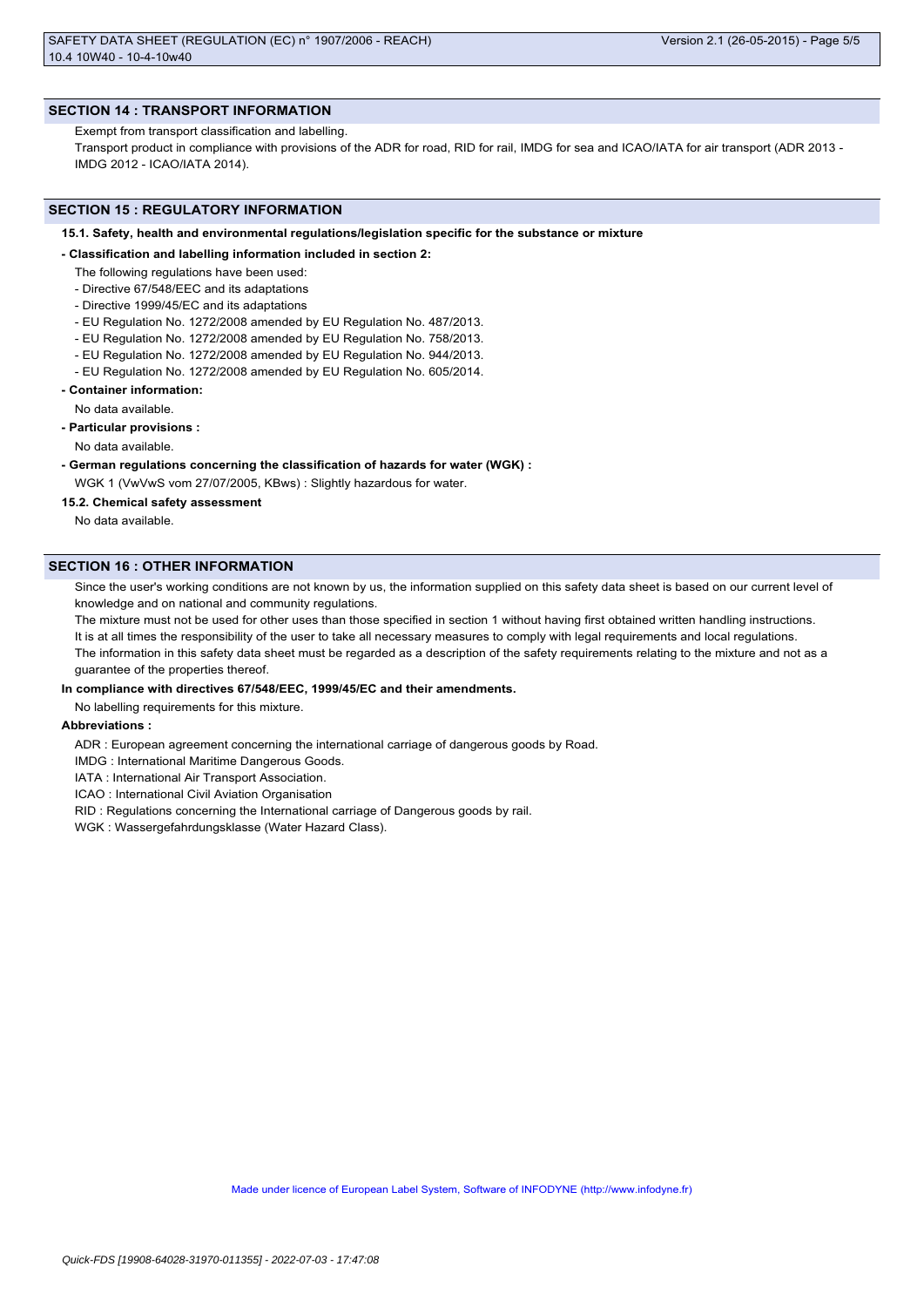## SECTION 14 : TRANSPORT INFORMATION

Exempt from transport classification and labelling.

Transport product in compliance with provisions of the ADR for road, RID for rail, IMDG for sea and ICAO/IATA for air transport (ADR 2013 - IMDG 2012 - ICAO/IATA 2014).

## SECTION 15 : REGULATORY INFORMATION

### 15.1. Safety, health and environmental regulations/legislation specific for the substance or mixture

**- Classification and labelling information included in section 2:**

The following regulations have been used:

- Directive 67/548/EEC and its adaptations
- Directive 1999/45/EC and its adaptations
- EU Regulation No. 1272/2008 amended by EU Regulation No. 487/2013.
- EU Regulation No. 1272/2008 amended by EU Regulation No. 758/2013.
- EU Regulation No. 1272/2008 amended by EU Regulation No. 944/2013.
- EU Regulation No. 1272/2008 amended by EU Regulation No. 605/2014.

**- Container information:**

No data available.

**- Particular provisions :**

No data available.

**- German regulations concerning the classification of hazards for water (WGK) :**

WGK 1 (VwVwS vom 27/07/2005, KBws) : Slightly hazardous for water.

### 15.2. Chemical safety assessment

No data available.

## SECTION 16 : OTHER INFORMATION

Since the user's working conditions are not known by us, the information supplied on this safety data sheet is based on our current level of knowledge and on national and community regulations.

The mixture must not be used for other uses than those specified in section 1 without having first obtained written handling instructions.

It is at all times the responsibility of the user to take all necessary measures to comply with legal requirements and local regulations.

The information in this safety data sheet must be regarded as a description of the safety requirements relating to the mixture and not as a guarantee of the properties thereof.

**In compliance with directives 67/548/EEC, 1999/45/EC and their amendments.**

No labelling requirements for this mixture.

**Abbreviations :**

ADR : European agreement concerning the international carriage of dangerous goods by Road.

IMDG : International Maritime Dangerous Goods.

IATA : International Air Transport Association.

ICAO : International Civil Aviation Organisation

RID : Regulations concerning the International carriage of Dangerous goods by rail.

WGK : Wassergefahrdungsklasse (Water Hazard Class).